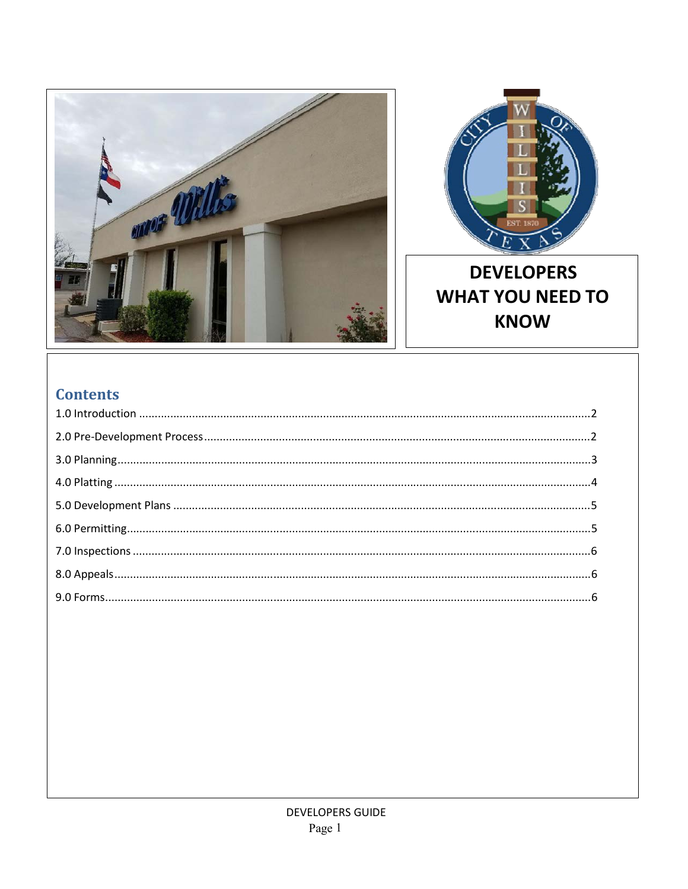# DEVELOPERS WHAT YOU NEED TO KNOW

## Contents

1.0 Introduction ....................................................................................................2

2.0 Pre-Development Process ...............................................................................2

3.0 Planning ..........................................................................................................3

4.0 Platting ............................................................................................................4

5.0 Development Plans ..........................................................................................5

6.0 Permitting .......................................................................................................5

7.0 Inspections ......................................................................................................6

8.0 Appeals ...........................................................................................................6

9.0 Forms ..............................................................................................................6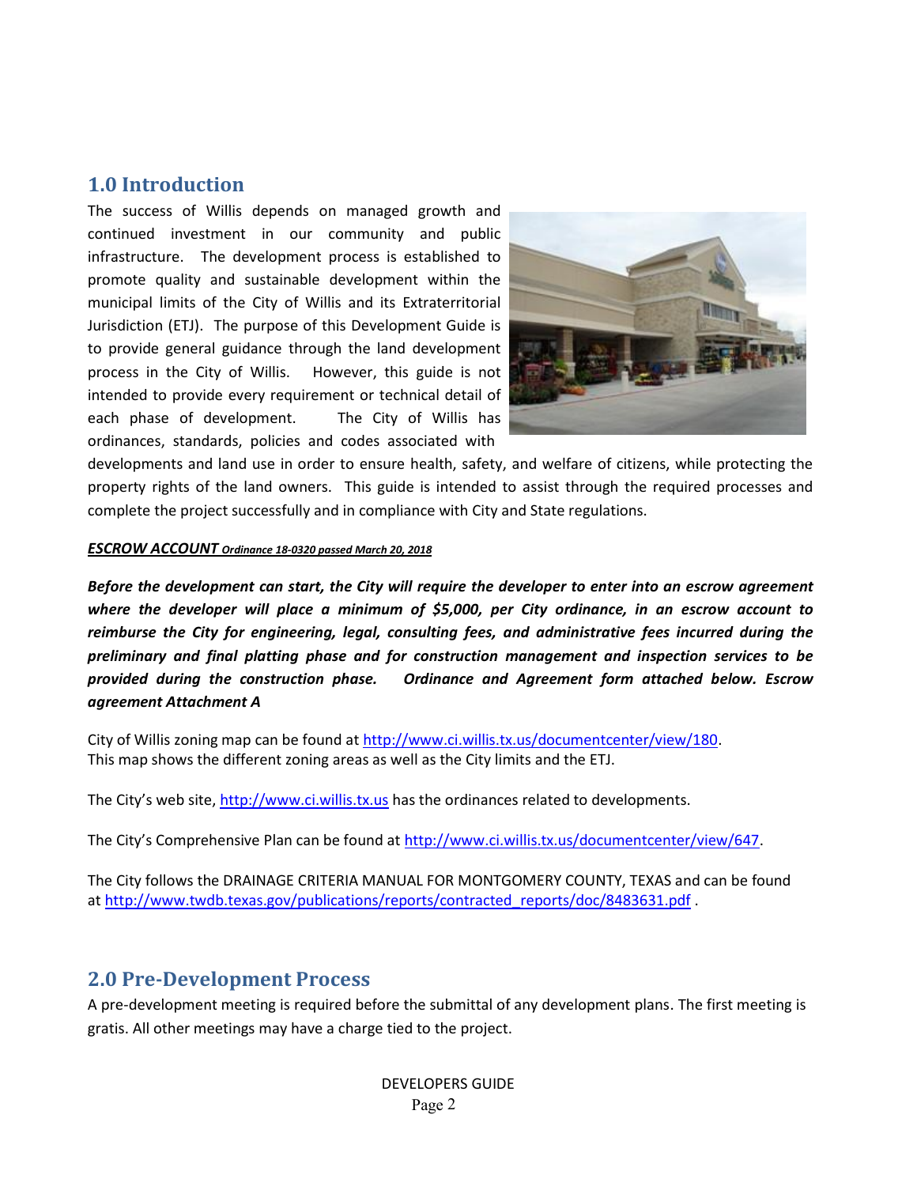## 1.0 Introduction

The success of Willis depends on managed growth and continued investment in our community and public infrastructure. The development process is established to promote quality and sustainable development within the municipal limits of the City of Willis and its Extraterritorial Jurisdiction (ETJ). The purpose of this Development Guide is to provide general guidance through the land development process in the City of Willis. However, this guide is not intended to provide every requirement or technical detail of each phase of development. The City of Willis has ordinances, standards, policies and codes associated with developments and land use in order to ensure health, safety, and welfare of citizens, while protecting the property rights of the land owners. This guide is intended to assist through the required processes and complete the project successfully and in compliance with City and State regulations.

***ESCROW ACCOUNT** Ordinance 18-0320 passed March 20, 2018*

***Before the development can start, the City will require the developer to enter into an escrow agreement where the developer will place a minimum of $5,000, per City ordinance, in an escrow account to reimburse the City for engineering, legal, consulting fees, and administrative fees incurred during the preliminary and final platting phase and for construction management and inspection services to be provided during the construction phase. Ordinance and Agreement form attached below. Escrow agreement Attachment A***

City of Willis zoning map can be found at http://www.ci.willis.tx.us/documentcenter/view/180.
This map shows the different zoning areas as well as the City limits and the ETJ.

The City's web site, http://www.ci.willis.tx.us has the ordinances related to developments.

The City's Comprehensive Plan can be found at http://www.ci.willis.tx.us/documentcenter/view/647.

The City follows the DRAINAGE CRITERIA MANUAL FOR MONTGOMERY COUNTY, TEXAS and can be found at http://www.twdb.texas.gov/publications/reports/contracted_reports/doc/8483631.pdf .

## 2.0 Pre-Development Process

A pre-development meeting is required before the submittal of any development plans. The first meeting is gratis. All other meetings may have a charge tied to the project.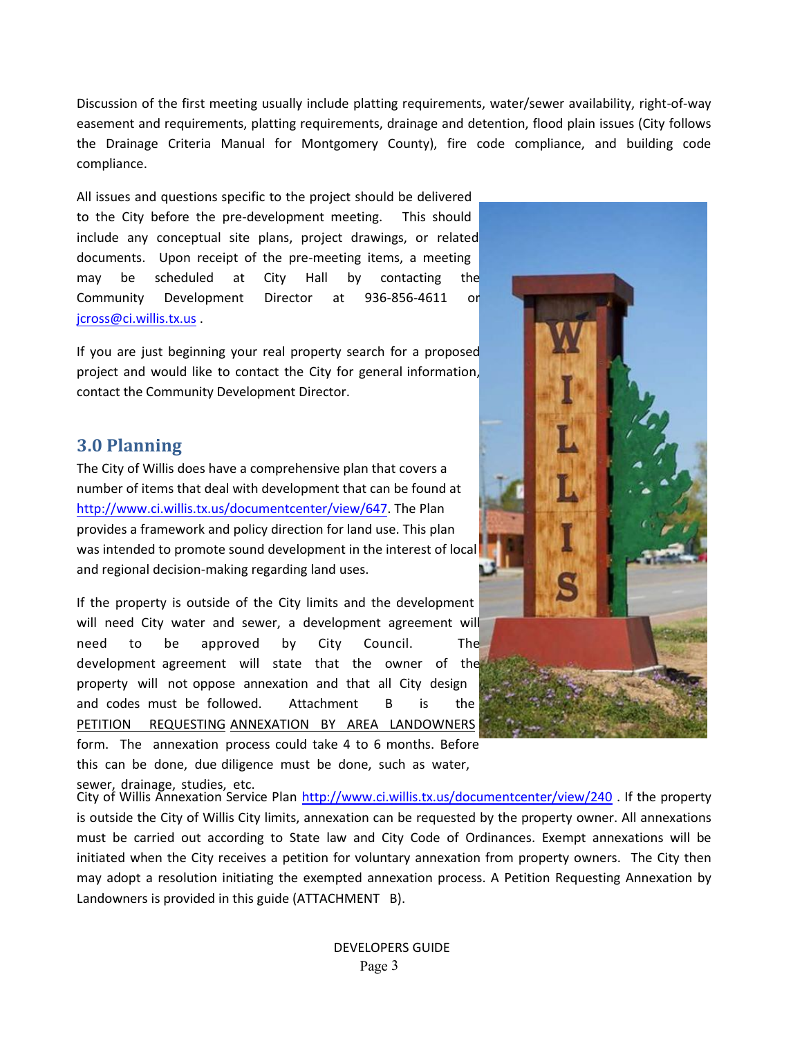Discussion of the first meeting usually include platting requirements, water/sewer availability, right-of-way easement and requirements, platting requirements, drainage and detention, flood plain issues (City follows the Drainage Criteria Manual for Montgomery County), fire code compliance, and building code compliance.

All issues and questions specific to the project should be delivered to the City before the pre-development meeting. This should include any conceptual site plans, project drawings, or related documents. Upon receipt of the pre-meeting items, a meeting may be scheduled at City Hall by contacting the Community Development Director at 936-856-4611 or jcross@ci.willis.tx.us .

If you are just beginning your real property search for a proposed project and would like to contact the City for general information, contact the Community Development Director.

## 3.0 Planning

The City of Willis does have a comprehensive plan that covers a number of items that deal with development that can be found at http://www.ci.willis.tx.us/documentcenter/view/647. The Plan provides a framework and policy direction for land use. This plan was intended to promote sound development in the interest of local and regional decision-making regarding land uses.

If the property is outside of the City limits and the development will need City water and sewer, a development agreement will need to be approved by City Council. The development agreement will state that the owner of the property will not oppose annexation and that all City design and codes must be followed. Attachment B is the PETITION REQUESTING ANNEXATION BY AREA LANDOWNERS form. The annexation process could take 4 to 6 months. Before this can be done, due diligence must be done, such as water, sewer, drainage, studies, etc.

City of Willis Annexation Service Plan http://www.ci.willis.tx.us/documentcenter/view/240 . If the property is outside the City of Willis City limits, annexation can be requested by the property owner. All annexations must be carried out according to State law and City Code of Ordinances. Exempt annexations will be initiated when the City receives a petition for voluntary annexation from property owners. The City then may adopt a resolution initiating the exempted annexation process. A Petition Requesting Annexation by Landowners is provided in this guide (ATTACHMENT B).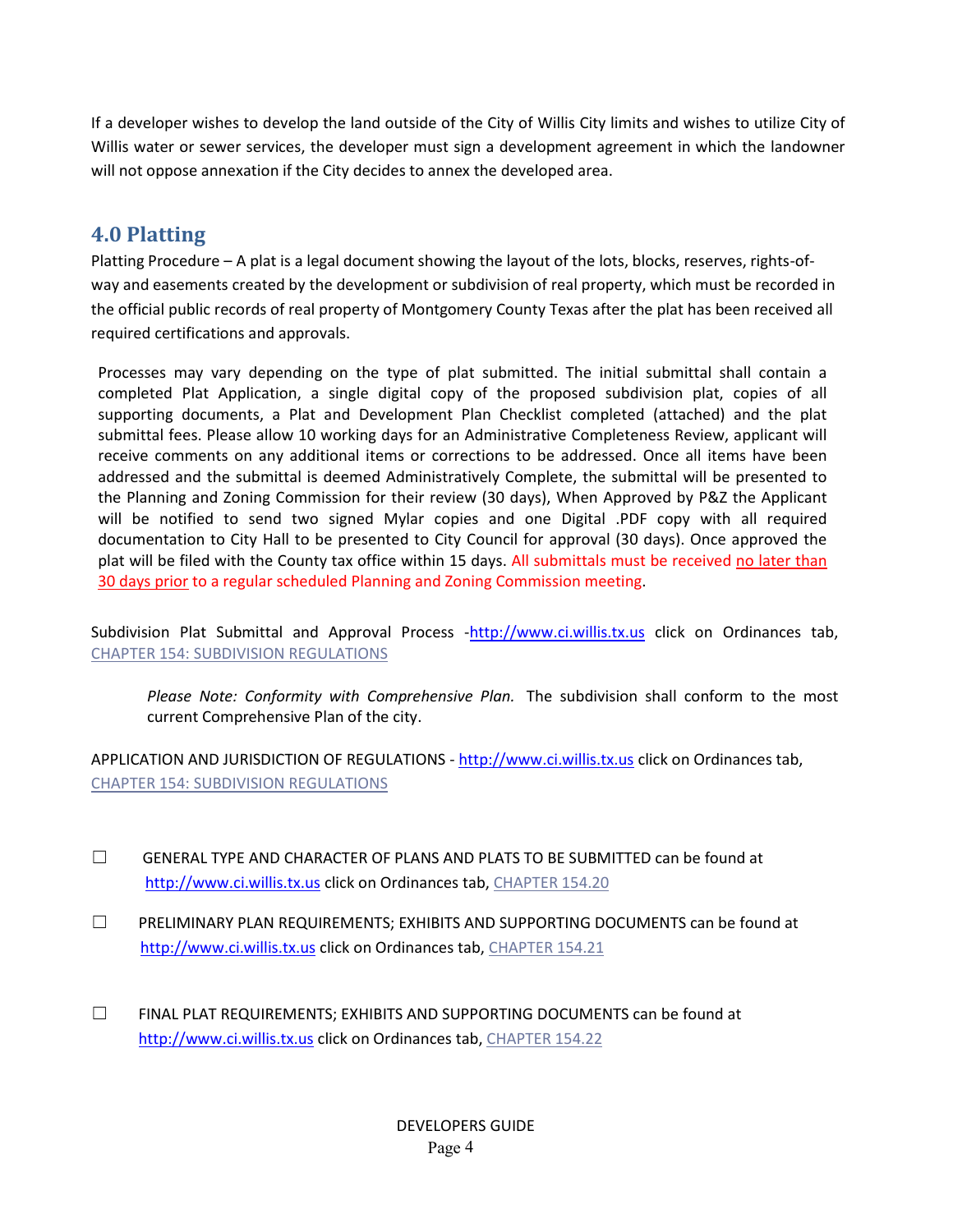If a developer wishes to develop the land outside of the City of Willis City limits and wishes to utilize City of Willis water or sewer services, the developer must sign a development agreement in which the landowner will not oppose annexation if the City decides to annex the developed area.

## 4.0 Platting

Platting Procedure – A plat is a legal document showing the layout of the lots, blocks, reserves, rights-of-way and easements created by the development or subdivision of real property, which must be recorded in the official public records of real property of Montgomery County Texas after the plat has been received all required certifications and approvals.

Processes may vary depending on the type of plat submitted. The initial submittal shall contain a completed Plat Application, a single digital copy of the proposed subdivision plat, copies of all supporting documents, a Plat and Development Plan Checklist completed (attached) and the plat submittal fees. Please allow 10 working days for an Administrative Completeness Review, applicant will receive comments on any additional items or corrections to be addressed. Once all items have been addressed and the submittal is deemed Administratively Complete, the submittal will be presented to the Planning and Zoning Commission for their review (30 days), When Approved by P&Z the Applicant will be notified to send two signed Mylar copies and one Digital .PDF copy with all required documentation to City Hall to be presented to City Council for approval (30 days). Once approved the plat will be filed with the County tax office within 15 days. All submittals must be received no later than 30 days prior to a regular scheduled Planning and Zoning Commission meeting.

Subdivision Plat Submittal and Approval Process -http://www.ci.willis.tx.us click on Ordinances tab, CHAPTER 154: SUBDIVISION REGULATIONS

*Please Note: Conformity with Comprehensive Plan.* The subdivision shall conform to the most current Comprehensive Plan of the city.

APPLICATION AND JURISDICTION OF REGULATIONS - http://www.ci.willis.tx.us click on Ordinances tab, CHAPTER 154: SUBDIVISION REGULATIONS

- ☐ GENERAL TYPE AND CHARACTER OF PLANS AND PLATS TO BE SUBMITTED can be found at http://www.ci.willis.tx.us click on Ordinances tab, CHAPTER 154.20

- ☐ PRELIMINARY PLAN REQUIREMENTS; EXHIBITS AND SUPPORTING DOCUMENTS can be found at http://www.ci.willis.tx.us click on Ordinances tab, CHAPTER 154.21

- ☐ FINAL PLAT REQUIREMENTS; EXHIBITS AND SUPPORTING DOCUMENTS can be found at http://www.ci.willis.tx.us click on Ordinances tab, CHAPTER 154.22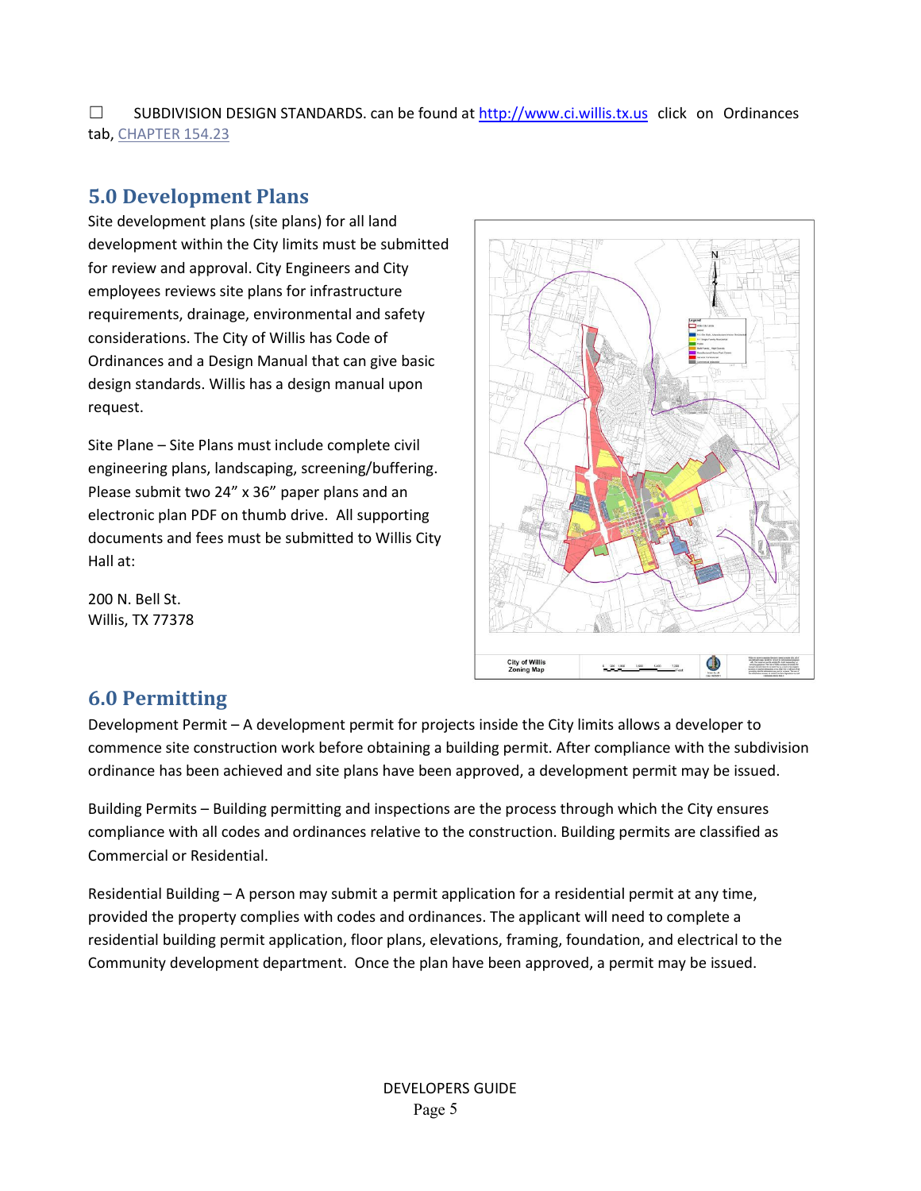☐ SUBDIVISION DESIGN STANDARDS. can be found at http://www.ci.willis.tx.us click on Ordinances tab, CHAPTER 154.23

## 5.0 Development Plans

Site development plans (site plans) for all land development within the City limits must be submitted for review and approval. City Engineers and City employees reviews site plans for infrastructure requirements, drainage, environmental and safety considerations. The City of Willis has Code of Ordinances and a Design Manual that can give basic design standards. Willis has a design manual upon request.

Site Plane – Site Plans must include complete civil engineering plans, landscaping, screening/buffering. Please submit two 24" x 36" paper plans and an electronic plan PDF on thumb drive. All supporting documents and fees must be submitted to Willis City Hall at:

200 N. Bell St.
Willis, TX 77378

City of Willis Zoning Map

## 6.0 Permitting

Development Permit – A development permit for projects inside the City limits allows a developer to commence site construction work before obtaining a building permit. After compliance with the subdivision ordinance has been achieved and site plans have been approved, a development permit may be issued.

Building Permits – Building permitting and inspections are the process through which the City ensures compliance with all codes and ordinances relative to the construction. Building permits are classified as Commercial or Residential.

Residential Building – A person may submit a permit application for a residential permit at any time, provided the property complies with codes and ordinances. The applicant will need to complete a residential building permit application, floor plans, elevations, framing, foundation, and electrical to the Community development department. Once the plan have been approved, a permit may be issued.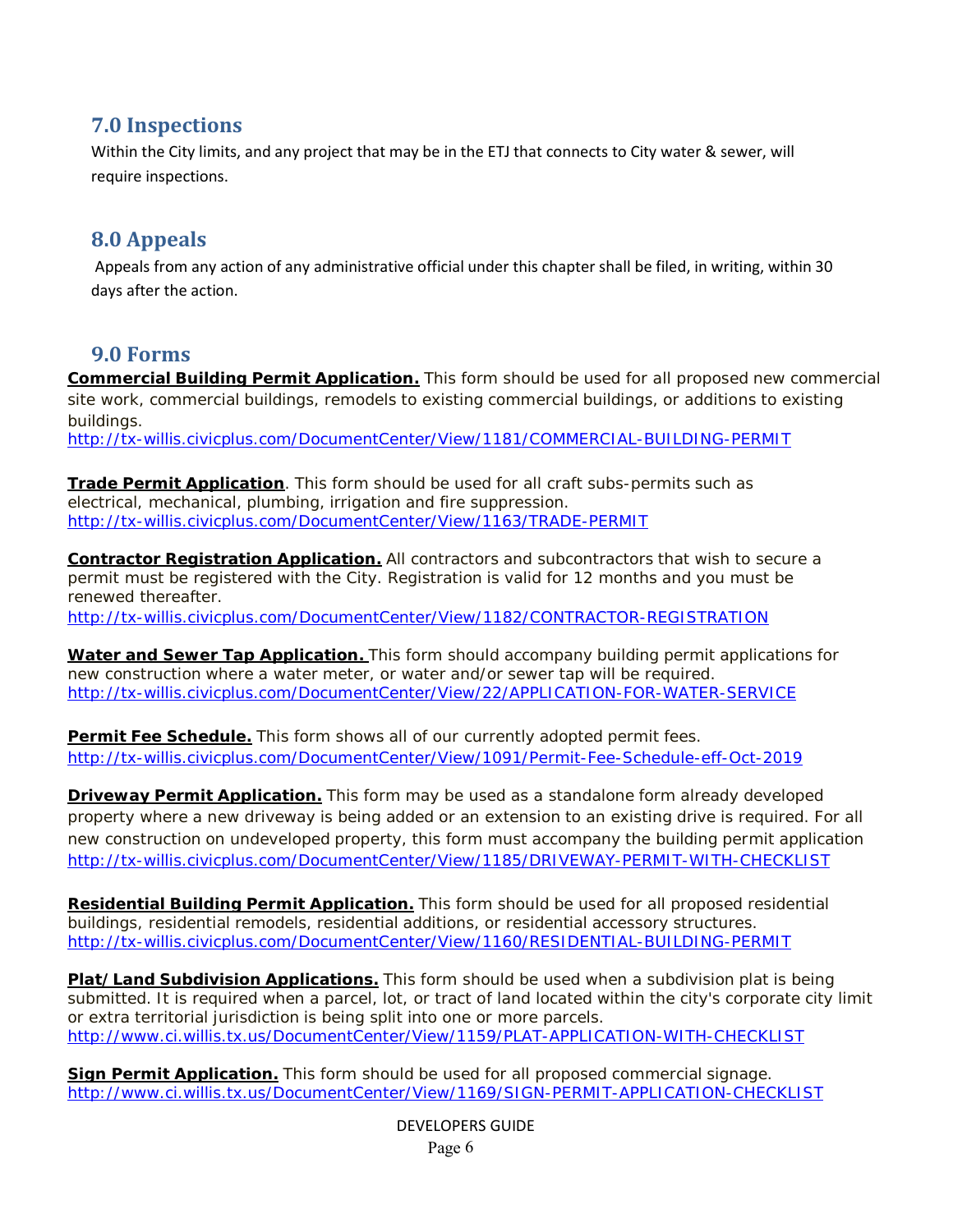## 7.0 Inspections

Within the City limits, and any project that may be in the ETJ that connects to City water & sewer, will require inspections.

## 8.0 Appeals

Appeals from any action of any administrative official under this chapter shall be filed, in writing, within 30 days after the action.

## 9.0 Forms

**Commercial Building Permit Application.** This form should be used for all proposed new commercial site work, commercial buildings, remodels to existing commercial buildings, or additions to existing buildings.
http://tx-willis.civicplus.com/DocumentCenter/View/1181/COMMERCIAL-BUILDING-PERMIT

**Trade Permit Application**. This form should be used for all craft subs-permits such as electrical, mechanical, plumbing, irrigation and fire suppression.
http://tx-willis.civicplus.com/DocumentCenter/View/1163/TRADE-PERMIT

**Contractor Registration Application.** All contractors and subcontractors that wish to secure a permit must be registered with the City. Registration is valid for 12 months and you must be renewed thereafter.
http://tx-willis.civicplus.com/DocumentCenter/View/1182/CONTRACTOR-REGISTRATION

**Water and Sewer Tap Application.** This form should accompany building permit applications for new construction where a water meter, or water and/or sewer tap will be required.
http://tx-willis.civicplus.com/DocumentCenter/View/22/APPLICATION-FOR-WATER-SERVICE

**Permit Fee Schedule.** This form shows all of our currently adopted permit fees.
http://tx-willis.civicplus.com/DocumentCenter/View/1091/Permit-Fee-Schedule-eff-Oct-2019

**Driveway Permit Application.** This form may be used as a standalone form already developed property where a new driveway is being added or an extension to an existing drive is required. For all new construction on undeveloped property, this form must accompany the building permit application
http://tx-willis.civicplus.com/DocumentCenter/View/1185/DRIVEWAY-PERMIT-WITH-CHECKLIST

**Residential Building Permit Application.** This form should be used for all proposed residential buildings, residential remodels, residential additions, or residential accessory structures.
http://tx-willis.civicplus.com/DocumentCenter/View/1160/RESIDENTIAL-BUILDING-PERMIT

**Plat/Land Subdivision Applications.** This form should be used when a subdivision plat is being submitted. It is required when a parcel, lot, or tract of land located within the city's corporate city limit or extra territorial jurisdiction is being split into one or more parcels.
http://www.ci.willis.tx.us/DocumentCenter/View/1159/PLAT-APPLICATION-WITH-CHECKLIST

**Sign Permit Application.** This form should be used for all proposed commercial signage.
http://www.ci.willis.tx.us/DocumentCenter/View/1169/SIGN-PERMIT-APPLICATION-CHECKLIST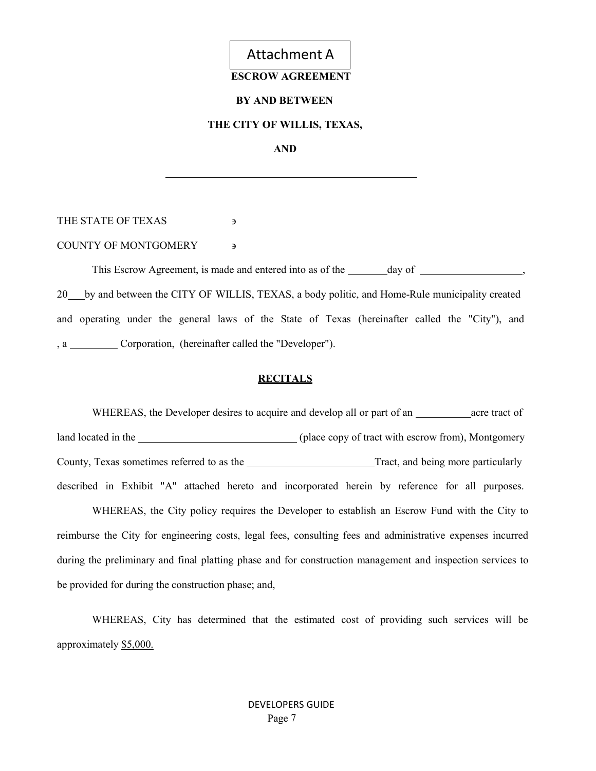Attachment A

**ESCROW AGREEMENT**

**BY AND BETWEEN**

**THE CITY OF WILLIS, TEXAS,**

**AND**

______________________________________________

THE STATE OF TEXAS §

COUNTY OF MONTGOMERY §

This Escrow Agreement, is made and entered into as of the _______ day of ___________________, 20___ by and between the CITY OF WILLIS, TEXAS, a body politic, and Home-Rule municipality created and operating under the general laws of the State of Texas (hereinafter called the "City"), and , a _________ Corporation, (hereinafter called the "Developer").

**RECITALS**

WHEREAS, the Developer desires to acquire and develop all or part of an __________ acre tract of land located in the ______________________________ (place copy of tract with escrow from), Montgomery County, Texas sometimes referred to as the ________________________ Tract, and being more particularly described in Exhibit "A" attached hereto and incorporated herein by reference for all purposes.

WHEREAS, the City policy requires the Developer to establish an Escrow Fund with the City to reimburse the City for engineering costs, legal fees, consulting fees and administrative expenses incurred during the preliminary and final platting phase and for construction management and inspection services to be provided for during the construction phase; and,

WHEREAS, City has determined that the estimated cost of providing such services will be approximately $5,000.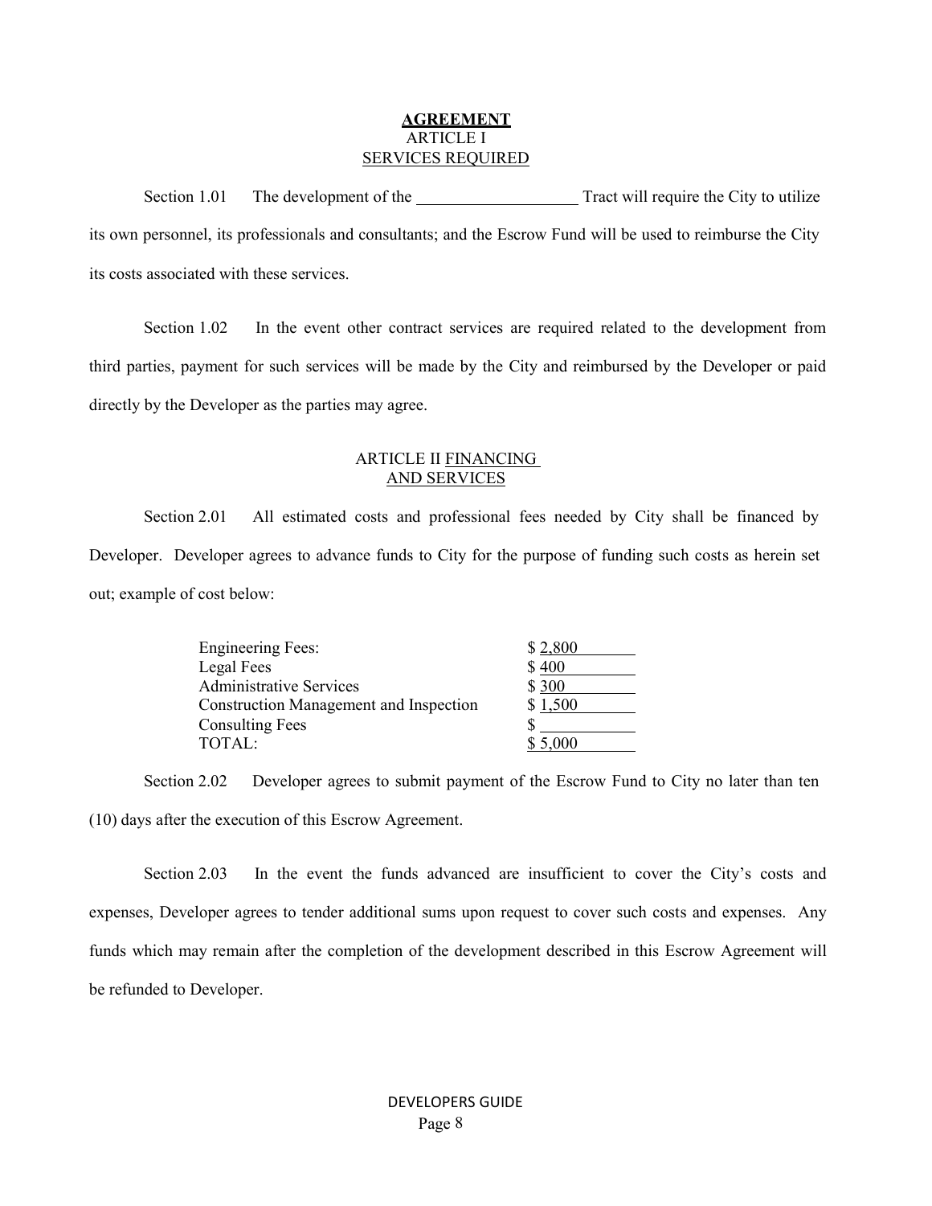# AGREEMENT

## ARTICLE I
## SERVICES REQUIRED

Section 1.01 The development of the \_\_\_\_\_\_\_\_\_\_\_\_\_\_\_\_\_\_\_\_ Tract will require the City to utilize its own personnel, its professionals and consultants; and the Escrow Fund will be used to reimburse the City its costs associated with these services.

Section 1.02 In the event other contract services are required related to the development from third parties, payment for such services will be made by the City and reimbursed by the Developer or paid directly by the Developer as the parties may agree.

## ARTICLE II FINANCING
## AND SERVICES

Section 2.01 All estimated costs and professional fees needed by City shall be financed by Developer. Developer agrees to advance funds to City for the purpose of funding such costs as herein set out; example of cost below:

| | |
|---|---|
| Engineering Fees: | $ 2,800 |
| Legal Fees | $ 400 |
| Administrative Services | $ 300 |
| Construction Management and Inspection | $ 1,500 |
| Consulting Fees | $ |
| TOTAL: | $ 5,000 |

Section 2.02 Developer agrees to submit payment of the Escrow Fund to City no later than ten (10) days after the execution of this Escrow Agreement.

Section 2.03 In the event the funds advanced are insufficient to cover the City's costs and expenses, Developer agrees to tender additional sums upon request to cover such costs and expenses. Any funds which may remain after the completion of the development described in this Escrow Agreement will be refunded to Developer.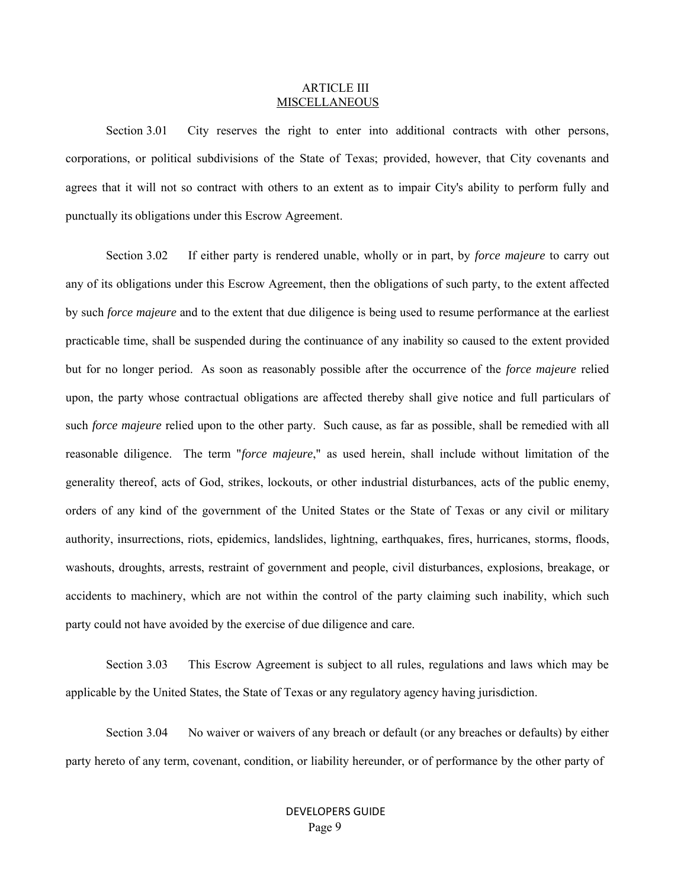## ARTICLE III
## MISCELLANEOUS

Section 3.01 City reserves the right to enter into additional contracts with other persons, corporations, or political subdivisions of the State of Texas; provided, however, that City covenants and agrees that it will not so contract with others to an extent as to impair City's ability to perform fully and punctually its obligations under this Escrow Agreement.

Section 3.02 If either party is rendered unable, wholly or in part, by *force majeure* to carry out any of its obligations under this Escrow Agreement, then the obligations of such party, to the extent affected by such *force majeure* and to the extent that due diligence is being used to resume performance at the earliest practicable time, shall be suspended during the continuance of any inability so caused to the extent provided but for no longer period. As soon as reasonably possible after the occurrence of the *force majeure* relied upon, the party whose contractual obligations are affected thereby shall give notice and full particulars of such *force majeure* relied upon to the other party. Such cause, as far as possible, shall be remedied with all reasonable diligence. The term "*force majeure*," as used herein, shall include without limitation of the generality thereof, acts of God, strikes, lockouts, or other industrial disturbances, acts of the public enemy, orders of any kind of the government of the United States or the State of Texas or any civil or military authority, insurrections, riots, epidemics, landslides, lightning, earthquakes, fires, hurricanes, storms, floods, washouts, droughts, arrests, restraint of government and people, civil disturbances, explosions, breakage, or accidents to machinery, which are not within the control of the party claiming such inability, which such party could not have avoided by the exercise of due diligence and care.

Section 3.03 This Escrow Agreement is subject to all rules, regulations and laws which may be applicable by the United States, the State of Texas or any regulatory agency having jurisdiction.

Section 3.04 No waiver or waivers of any breach or default (or any breaches or defaults) by either party hereto of any term, covenant, condition, or liability hereunder, or of performance by the other party of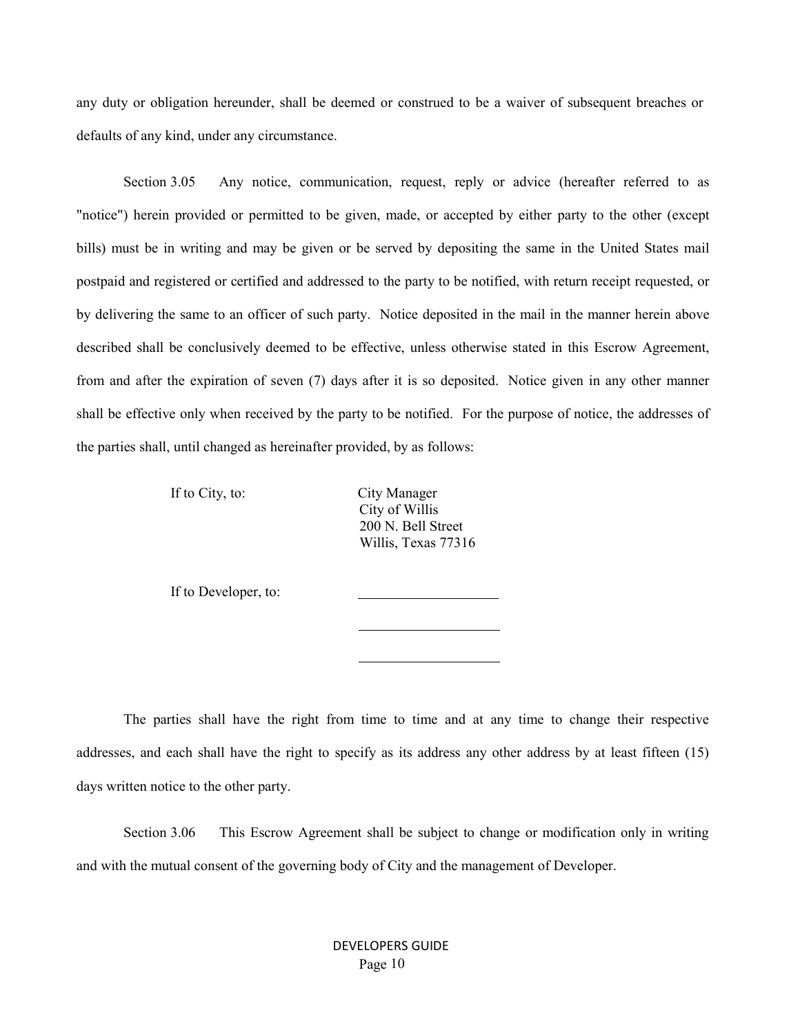any duty or obligation hereunder, shall be deemed or construed to be a waiver of subsequent breaches or defaults of any kind, under any circumstance.

Section 3.05 Any notice, communication, request, reply or advice (hereafter referred to as "notice") herein provided or permitted to be given, made, or accepted by either party to the other (except bills) must be in writing and may be given or be served by depositing the same in the United States mail postpaid and registered or certified and addressed to the party to be notified, with return receipt requested, or by delivering the same to an officer of such party. Notice deposited in the mail in the manner herein above described shall be conclusively deemed to be effective, unless otherwise stated in this Escrow Agreement, from and after the expiration of seven (7) days after it is so deposited. Notice given in any other manner shall be effective only when received by the party to be notified. For the purpose of notice, the addresses of the parties shall, until changed as hereinafter provided, by as follows:

If to City, to:

City Manager
City of Willis
200 N. Bell Street
Willis, Texas 77316

If to Developer, to:

____________________

____________________

____________________

The parties shall have the right from time to time and at any time to change their respective addresses, and each shall have the right to specify as its address any other address by at least fifteen (15) days written notice to the other party.

Section 3.06 This Escrow Agreement shall be subject to change or modification only in writing and with the mutual consent of the governing body of City and the management of Developer.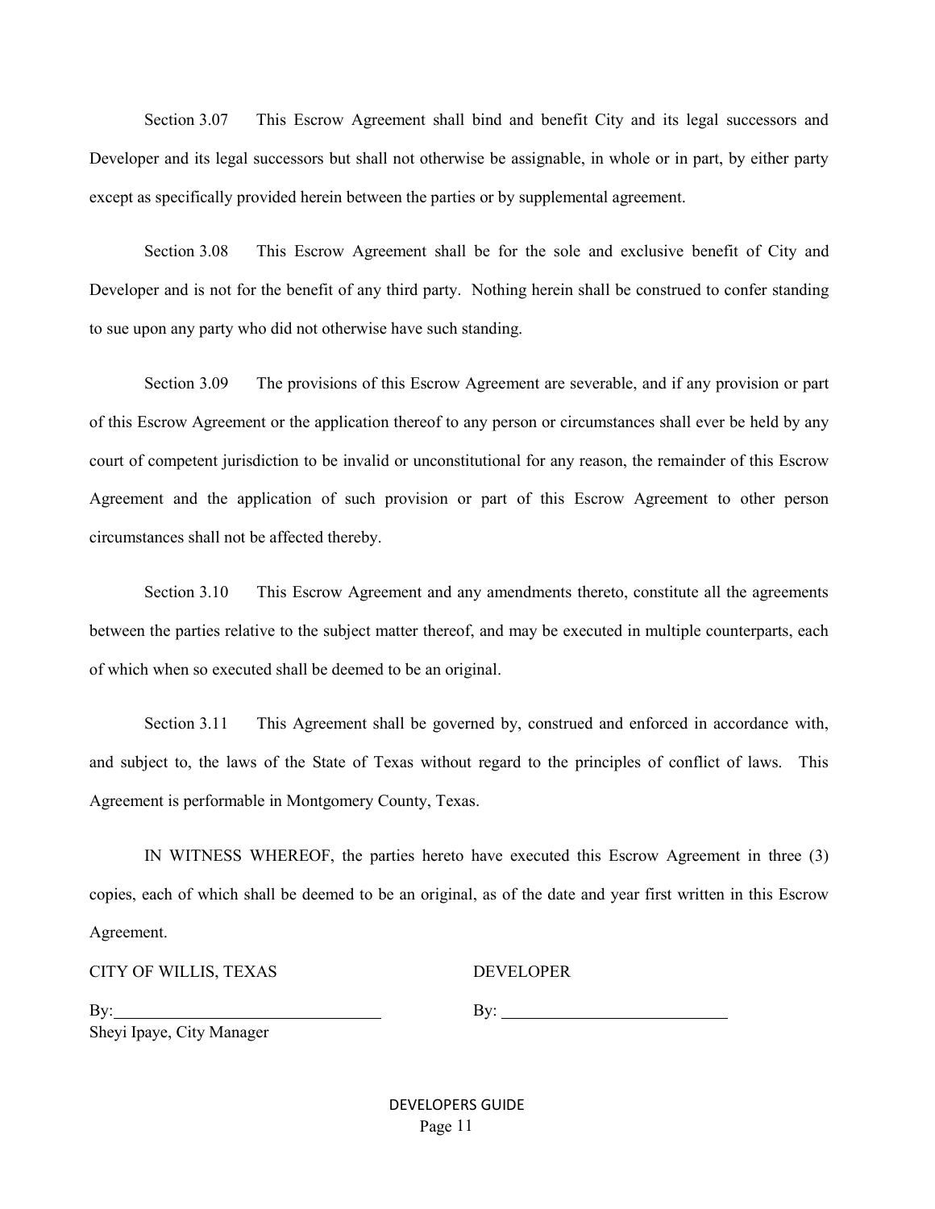Section 3.07 This Escrow Agreement shall bind and benefit City and its legal successors and Developer and its legal successors but shall not otherwise be assignable, in whole or in part, by either party except as specifically provided herein between the parties or by supplemental agreement.

Section 3.08 This Escrow Agreement shall be for the sole and exclusive benefit of City and Developer and is not for the benefit of any third party. Nothing herein shall be construed to confer standing to sue upon any party who did not otherwise have such standing.

Section 3.09 The provisions of this Escrow Agreement are severable, and if any provision or part of this Escrow Agreement or the application thereof to any person or circumstances shall ever be held by any court of competent jurisdiction to be invalid or unconstitutional for any reason, the remainder of this Escrow Agreement and the application of such provision or part of this Escrow Agreement to other person circumstances shall not be affected thereby.

Section 3.10 This Escrow Agreement and any amendments thereto, constitute all the agreements between the parties relative to the subject matter thereof, and may be executed in multiple counterparts, each of which when so executed shall be deemed to be an original.

Section 3.11 This Agreement shall be governed by, construed and enforced in accordance with, and subject to, the laws of the State of Texas without regard to the principles of conflict of laws. This Agreement is performable in Montgomery County, Texas.

IN WITNESS WHEREOF, the parties hereto have executed this Escrow Agreement in three (3) copies, each of which shall be deemed to be an original, as of the date and year first written in this Escrow Agreement.

CITY OF WILLIS, TEXAS

By:\_\_\_\_\_\_\_\_\_\_\_\_\_\_\_\_\_\_\_\_\_\_\_\_\_\_\_\_\_\_
Sheyi Ipaye, City Manager

DEVELOPER

By: \_\_\_\_\_\_\_\_\_\_\_\_\_\_\_\_\_\_\_\_\_\_\_\_\_\_\_\_

DEVELOPERS GUIDE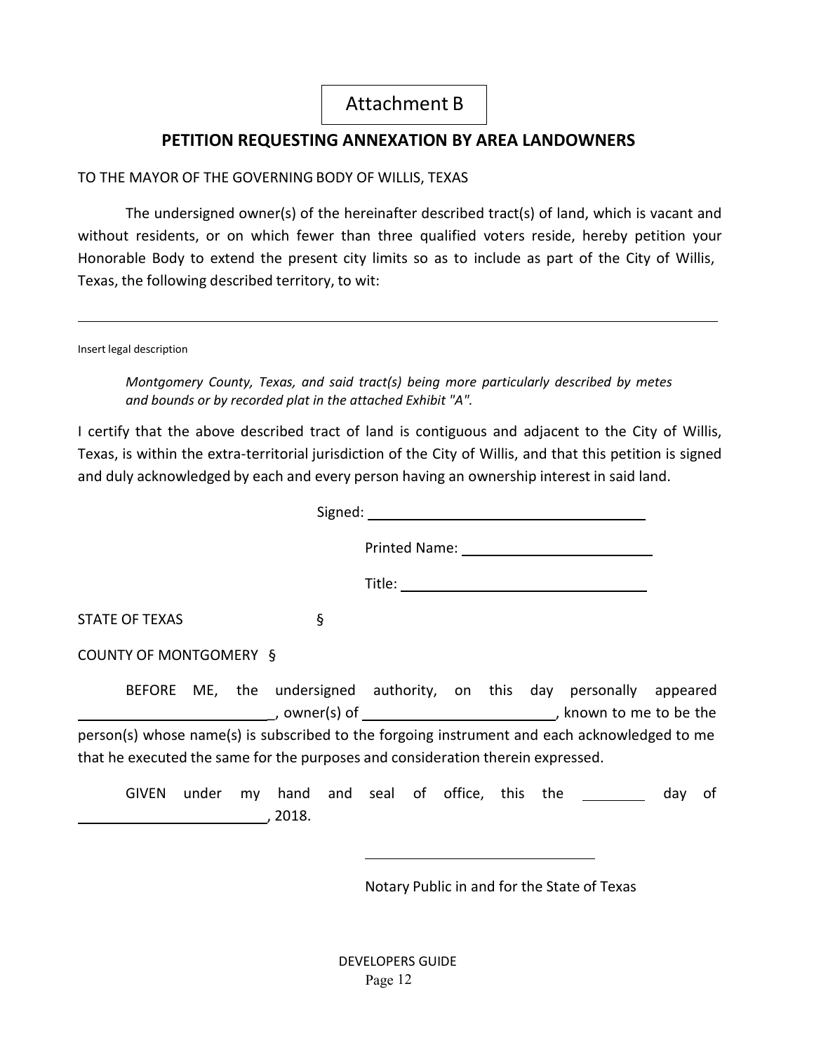Attachment B

## PETITION REQUESTING ANNEXATION BY AREA LANDOWNERS

TO THE MAYOR OF THE GOVERNING BODY OF WILLIS, TEXAS

The undersigned owner(s) of the hereinafter described tract(s) of land, which is vacant and without residents, or on which fewer than three qualified voters reside, hereby petition your Honorable Body to extend the present city limits so as to include as part of the City of Willis, Texas, the following described territory, to wit:

---

Insert legal description

*Montgomery County, Texas, and said tract(s) being more particularly described by metes and bounds or by recorded plat in the attached Exhibit "A".*

I certify that the above described tract of land is contiguous and adjacent to the City of Willis, Texas, is within the extra-territorial jurisdiction of the City of Willis, and that this petition is signed and duly acknowledged by each and every person having an ownership interest in said land.

Signed: ______________________________

Printed Name: ______________________

Title: ___________________________

STATE OF TEXAS §

COUNTY OF MONTGOMERY §

BEFORE ME, the undersigned authority, on this day personally appeared ______________________, owner(s) of ______________________, known to me to be the person(s) whose name(s) is subscribed to the forgoing instrument and each acknowledged to me that he executed the same for the purposes and consideration therein expressed.

GIVEN under my hand and seal of office, this the ________ day of ______________________, 2018.

______________________________

Notary Public in and for the State of Texas

DEVELOPERS GUIDE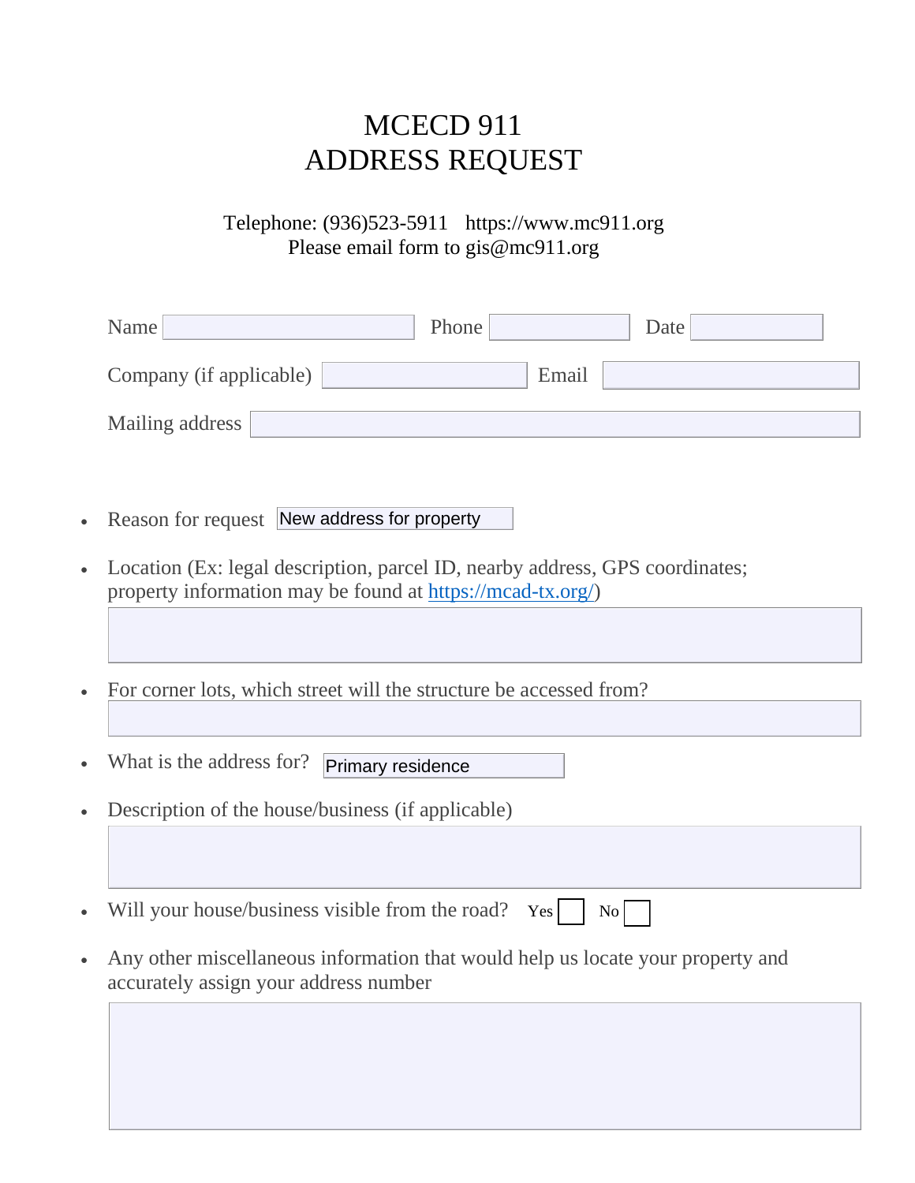# MCECD 911
# ADDRESS REQUEST

Telephone: (936)523-5911 https://www.mc911.org
Please email form to gis@mc911.org

Name ____________ Phone ____________ Date ____________

Company (if applicable) ____________ Email ____________

Mailing address ____________

- Reason for request: New address for property
- Location (Ex: legal description, parcel ID, nearby address, GPS coordinates; property information may be found at https://mcad-tx.org/)

  ____________

- For corner lots, which street will the structure be accessed from?

  ____________

- What is the address for? Primary residence
- Description of the house/business (if applicable)

  ____________

- Will your house/business visible from the road? Yes ☐ No ☐
- Any other miscellaneous information that would help us locate your property and accurately assign your address number

  ____________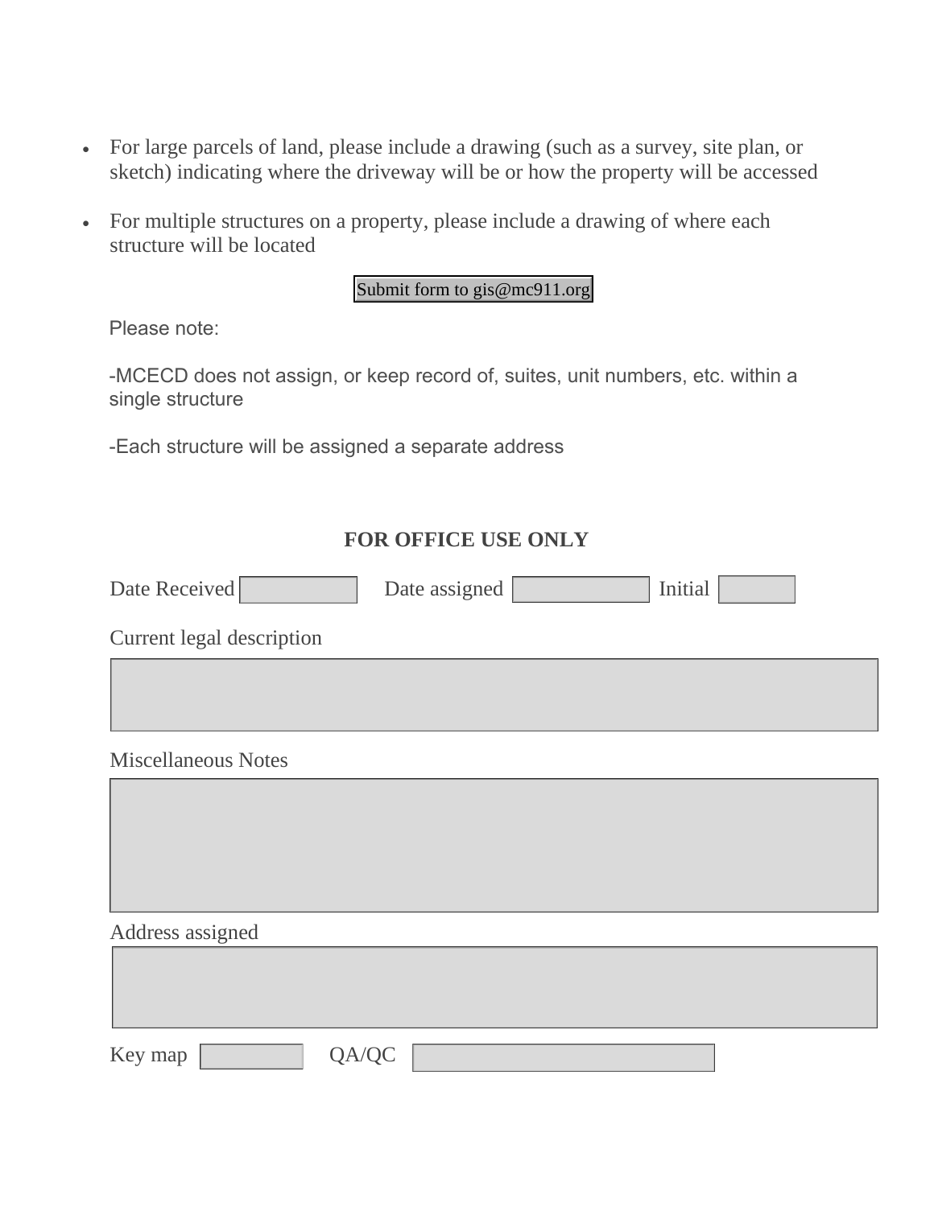- For large parcels of land, please include a drawing (such as a survey, site plan, or sketch) indicating where the driveway will be or how the property will be accessed
- For multiple structures on a property, please include a drawing of where each structure will be located

Submit form to gis@mc911.org

Please note:

-MCECD does not assign, or keep record of, suites, unit numbers, etc. within a single structure

-Each structure will be assigned a separate address

## FOR OFFICE USE ONLY

Date Received ____ Date assigned ____ Initial ____

Current legal description

Miscellaneous Notes

Address assigned

Key map ____ QA/QC ____